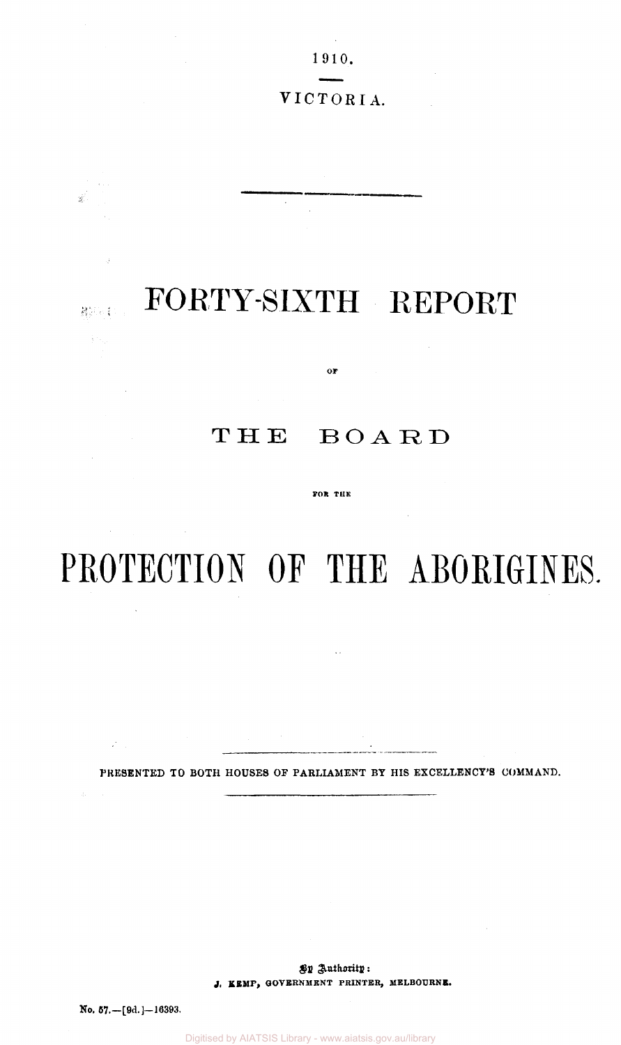1910.

VICTORIA.

# FORTY-SIXTH REPORT

OF

# THE BOARD

FOR THE

# PROTECTION OF THE ABORIGINES.

PRESENTED TO BOTH HOUSES OF PARLIAMENT BY HIS EXCELLENCY'S COMMAND.

By Authority:
J. KEMP, GOVERNMENT PRINTER, MELBOURNE.

No. 57.—[9d.]—16393.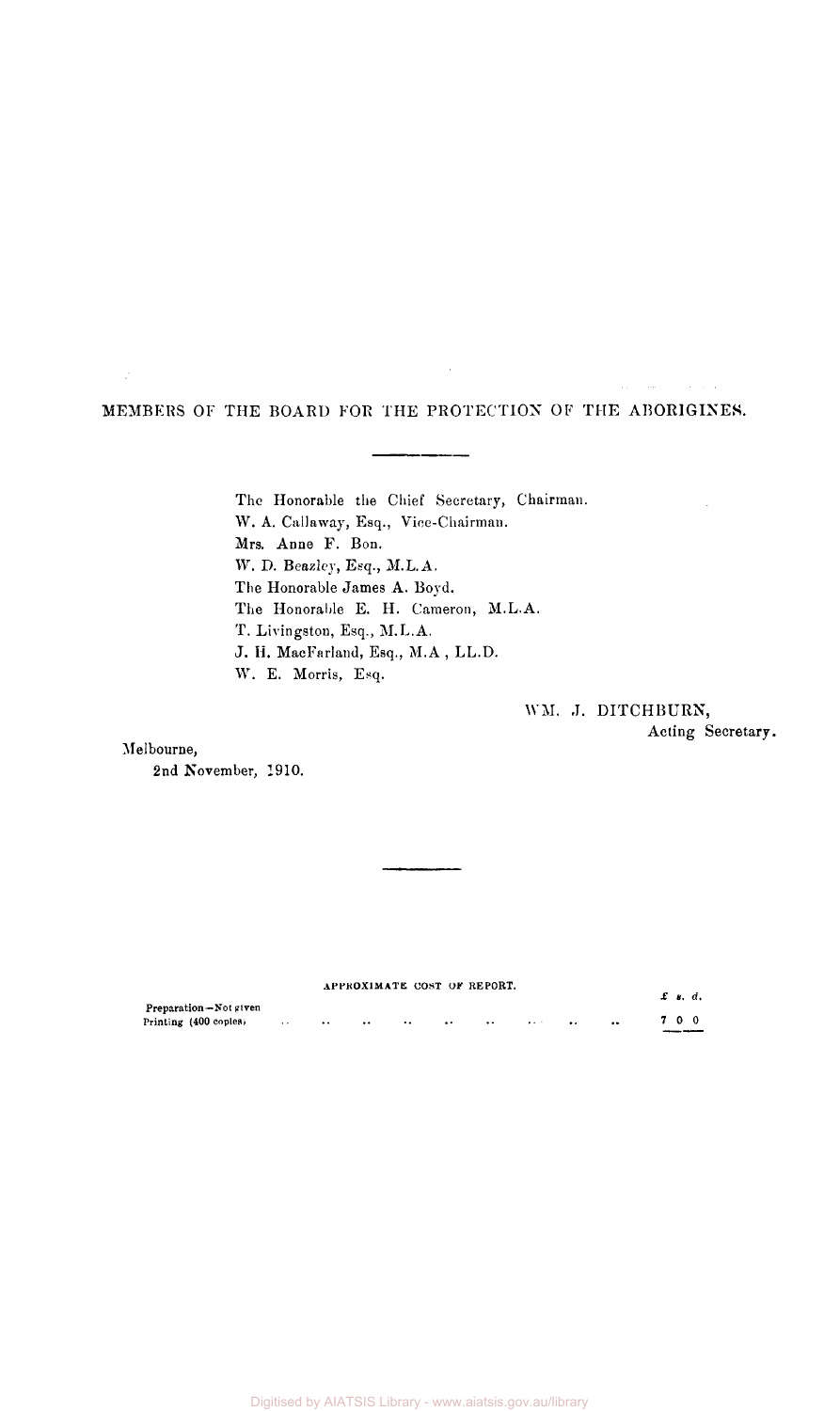## MEMBERS OF THE BOARD FOR THE PROTECTION OF THE ABORIGINES.

The Honorable the Chief Secretary, Chairman.
W. A. Callaway, Esq., Vice-Chairman.
Mrs. Anne F. Bon.
W. D. Beazley, Esq., M.L.A.
The Honorable James A. Boyd.
The Honorable E. H. Cameron, M.L.A.
T. Livingston, Esq., M.L.A.
J. H. MacFarland, Esq., M.A., LL.D.
W. E. Morris, Esq.

WM. J. DITCHBURN,
Acting Secretary.

Melbourne,
2nd November, 1910.

APPROXIMATE COST OF REPORT.

| | £ s. d. |
|---|---|
| Preparation—Not given | |
| Printing (400 copies) | 7 0 0 |

Digitised by AIATSIS Library - www.aiatsis.gov.au/library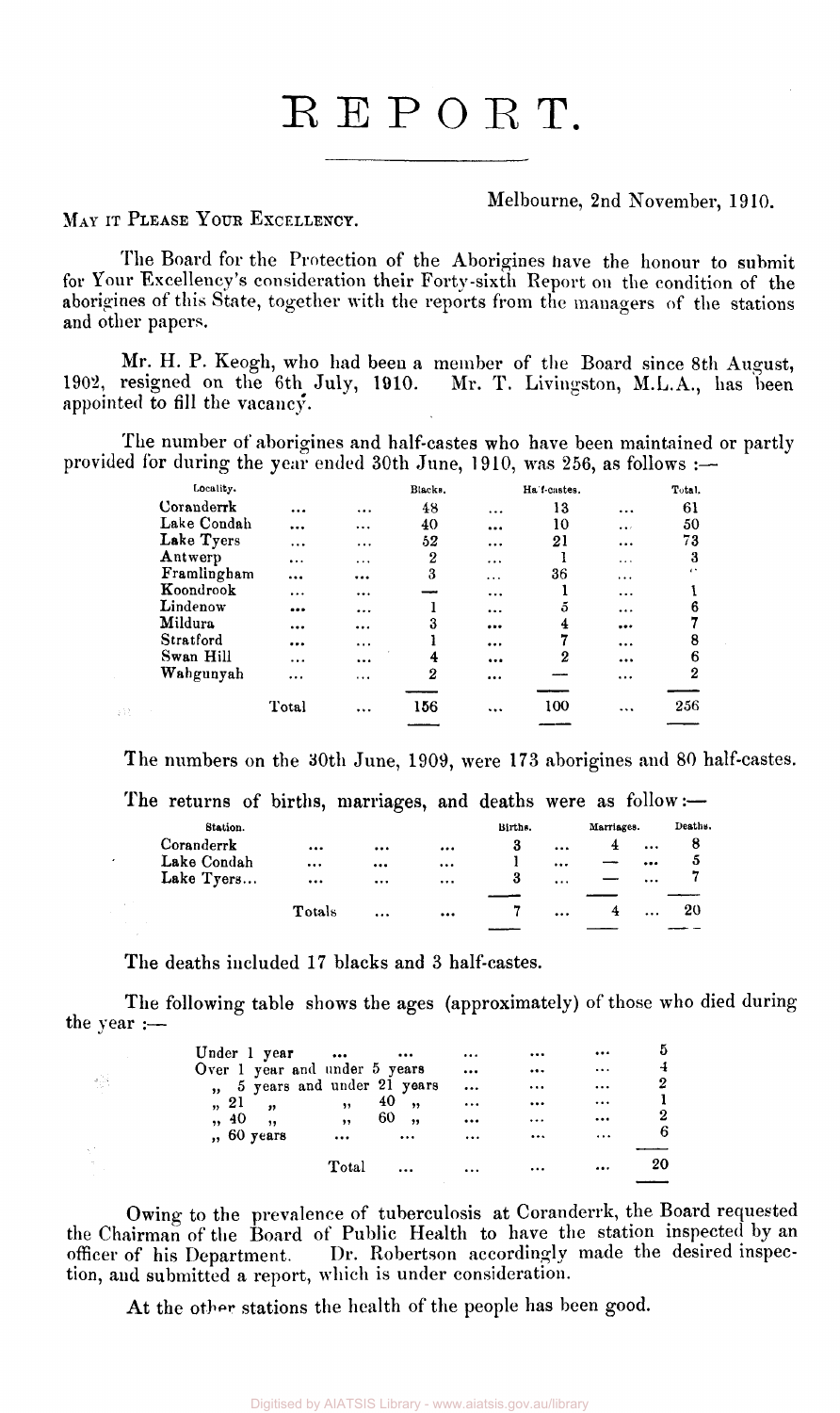# REPORT.

Melbourne, 2nd November, 1910.

MAY IT PLEASE YOUR EXCELLENCY.

The Board for the Protection of the Aborigines have the honour to submit for Your Excellency's consideration their Forty-sixth Report on the condition of the aborigines of this State, together with the reports from the managers of the stations and other papers.

Mr. H. P. Keogh, who had been a member of the Board since 8th August, 1902, resigned on the 6th July, 1910. Mr. T. Livingston, M.L.A., has been appointed to fill the vacancy.

The number of aborigines and half-castes who have been maintained or partly provided for during the year ended 30th June, 1910, was 256, as follows :—

| Locality. | Blacks. | Half-castes. | Total. |
|---|---|---|---|
| Coranderrk | 48 | 13 | 61 |
| Lake Condah | 40 | 10 | 50 |
| Lake Tyers | 52 | 21 | 73 |
| Antwerp | 2 | 1 | 3 |
| Framlingham | 3 | 36 | " |
| Koondrook | — | 1 | 1 |
| Lindenow | 1 | 5 | 6 |
| Mildura | 3 | 4 | 7 |
| Stratford | 1 | 7 | 8 |
| Swan Hill | 4 | 2 | 6 |
| Wahgunyah | 2 | — | 2 |
| Total | 156 | 100 | 256 |

The numbers on the 30th June, 1909, were 173 aborigines and 80 half-castes.

The returns of births, marriages, and deaths were as follow :—

| Station. | Births. | Marriages. | Deaths. |
|---|---|---|---|
| Coranderrk | 3 | 4 | 8 |
| Lake Condah | 1 | — | 5 |
| Lake Tyers... | 3 | — | 7 |
| Totals | 7 | 4 | 20 |

The deaths included 17 blacks and 3 half-castes.

The following table shows the ages (approximately) of those who died during the year :—

| Age | Number |
|---|---|
| Under 1 year | 5 |
| Over 1 year and under 5 years | 4 |
| " 5 years and under 21 years | 2 |
| " 21 " " 40 " | 1 |
| " 40 " " 60 " | 2 |
| " 60 years | 6 |
| Total | 20 |

Owing to the prevalence of tuberculosis at Coranderrk, the Board requested the Chairman of the Board of Public Health to have the station inspected by an officer of his Department. Dr. Robertson accordingly made the desired inspection, and submitted a report, which is under consideration.

At the other stations the health of the people has been good.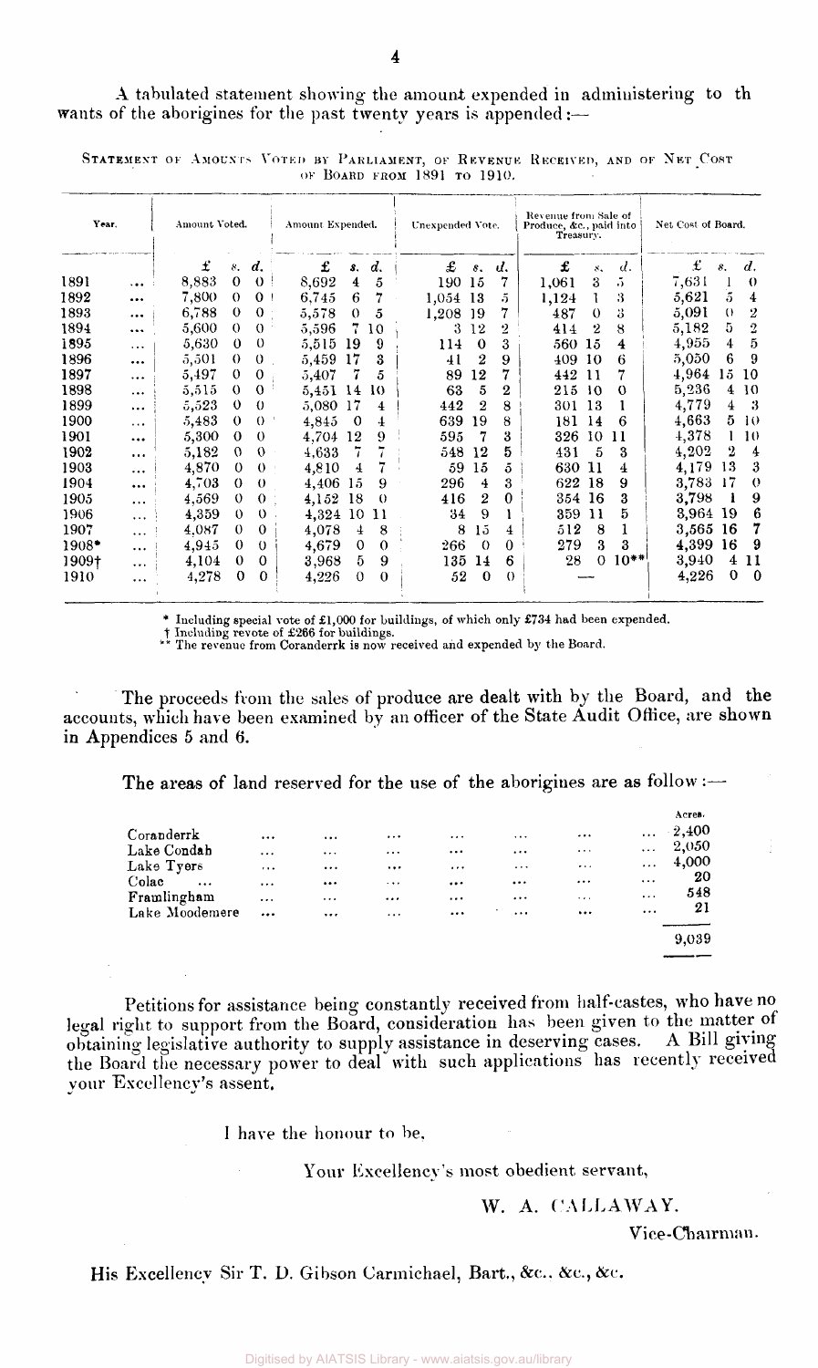A tabulated statement showing the amount expended in administering to th wants of the aborigines for the past twenty years is appended:—

STATEMENT OF AMOUNTS VOTED BY PARLIAMENT, OF REVENUE RECEIVED, AND OF NET COST OF BOARD FROM 1891 TO 1910.

| Year. | Amount Voted. | | | Amount Expended. | | | Unexpended Vote. | | | Revenue from Sale of Produce, &c., paid into Treasury. | | | Net Cost of Board. | | |
|---|---|---|---|---|---|---|---|---|---|---|---|---|---|---|---|
| | £ | s. | d. | £ | s. | d. | £ | s. | d. | £ | s. | d. | £ | s. | d. |
| 1891 ... | 8,883 | 0 | 0 | 8,692 | 4 | 5 | 190 | 15 | 7 | 1,061 | 3 | 5 | 7,631 | 1 | 0 |
| 1892 ... | 7,800 | 0 | 0 | 6,745 | 6 | 7 | 1,054 | 13 | 5 | 1,124 | 1 | 3 | 5,621 | 5 | 4 |
| 1893 ... | 6,788 | 0 | 0 | 5,578 | 0 | 5 | 1,208 | 19 | 7 | 487 | 0 | 3 | 5,091 | 0 | 2 |
| 1894 ... | 5,600 | 0 | 0 | 5,596 | 7 | 10 | 3 | 12 | 2 | 414 | 2 | 8 | 5,182 | 5 | 2 |
| 1895 ... | 5,630 | 0 | 0 | 5,515 | 19 | 9 | 114 | 0 | 3 | 560 | 15 | 4 | 4,955 | 4 | 5 |
| 1896 ... | 5,501 | 0 | 0 | 5,459 | 17 | 3 | 41 | 2 | 9 | 409 | 10 | 6 | 5,050 | 6 | 9 |
| 1897 ... | 5,497 | 0 | 0 | 5,407 | 7 | 5 | 89 | 12 | 7 | 442 | 11 | 7 | 4,964 | 15 | 10 |
| 1898 ... | 5,515 | 0 | 0 | 5,451 | 14 | 10 | 63 | 5 | 2 | 215 | 10 | 0 | 5,236 | 4 | 10 |
| 1899 ... | 5,523 | 0 | 0 | 5,080 | 17 | 4 | 442 | 2 | 8 | 301 | 13 | 1 | 4,779 | 4 | 3 |
| 1900 ... | 5,483 | 0 | 0 | 4,845 | 0 | 4 | 639 | 19 | 8 | 181 | 14 | 6 | 4,663 | 5 | 10 |
| 1901 ... | 5,300 | 0 | 0 | 4,704 | 12 | 9 | 595 | 7 | 3 | 326 | 10 | 11 | 4,378 | 1 | 10 |
| 1902 ... | 5,182 | 0 | 0 | 4,633 | 7 | 7 | 548 | 12 | 5 | 431 | 5 | 3 | 4,202 | 2 | 4 |
| 1903 ... | 4,870 | 0 | 0 | 4,810 | 4 | 7 | 59 | 15 | 5 | 630 | 11 | 4 | 4,179 | 13 | 3 |
| 1904 ... | 4,703 | 0 | 0 | 4,406 | 15 | 9 | 296 | 4 | 3 | 622 | 18 | 9 | 3,783 | 17 | 0 |
| 1905 ... | 4,569 | 0 | 0 | 4,152 | 18 | 0 | 416 | 2 | 0 | 354 | 16 | 3 | 3,798 | 1 | 9 |
| 1906 ... | 4,359 | 0 | 0 | 4,324 | 10 | 11 | 34 | 9 | 1 | 359 | 11 | 5 | 3,964 | 19 | 6 |
| 1907 ... | 4,087 | 0 | 0 | 4,078 | 4 | 8 | 8 | 15 | 4 | 512 | 8 | 1 | 3,565 | 16 | 7 |
| 1908* ... | 4,945 | 0 | 0 | 4,679 | 0 | 0 | 266 | 0 | 0 | 279 | 3 | 3 | 4,399 | 16 | 9 |
| 1909† ... | 4,104 | 0 | 0 | 3,968 | 5 | 9 | 135 | 14 | 6 | 28 | 0 | 10** | 3,940 | 4 | 11 |
| 1910 ... | 4,278 | 0 | 0 | 4,226 | 0 | 0 | 52 | 0 | 0 | — | | | 4,226 | 0 | 0 |

\* Including special vote of £1,000 for buildings, of which only £734 had been expended.
† Including revote of £266 for buildings.
\*\* The revenue from Coranderrk is now received and expended by the Board.

The proceeds from the sales of produce are dealt with by the Board, and the accounts, which have been examined by an officer of the State Audit Office, are shown in Appendices 5 and 6.

The areas of land reserved for the use of the aborigines are as follow:—

| | Acres. |
|---|---|
| Coranderrk ... | 2,400 |
| Lake Condah ... | 2,050 |
| Lake Tyers ... | 4,000 |
| Colac ... | 20 |
| Framlingham ... | 548 |
| Lake Moodemere ... | 21 |
| | 9,039 |

Petitions for assistance being constantly received from half-castes, who have no legal right to support from the Board, consideration has been given to the matter of obtaining legislative authority to supply assistance in deserving cases. A Bill giving the Board the necessary power to deal with such applications has recently received your Excellency's assent.

I have the honour to be,

Your Excellency's most obedient servant,

W. A. CALLAWAY.

Vice-Chairman.

His Excellency Sir T. D. Gibson Carmichael, Bart., &c., &c., &c.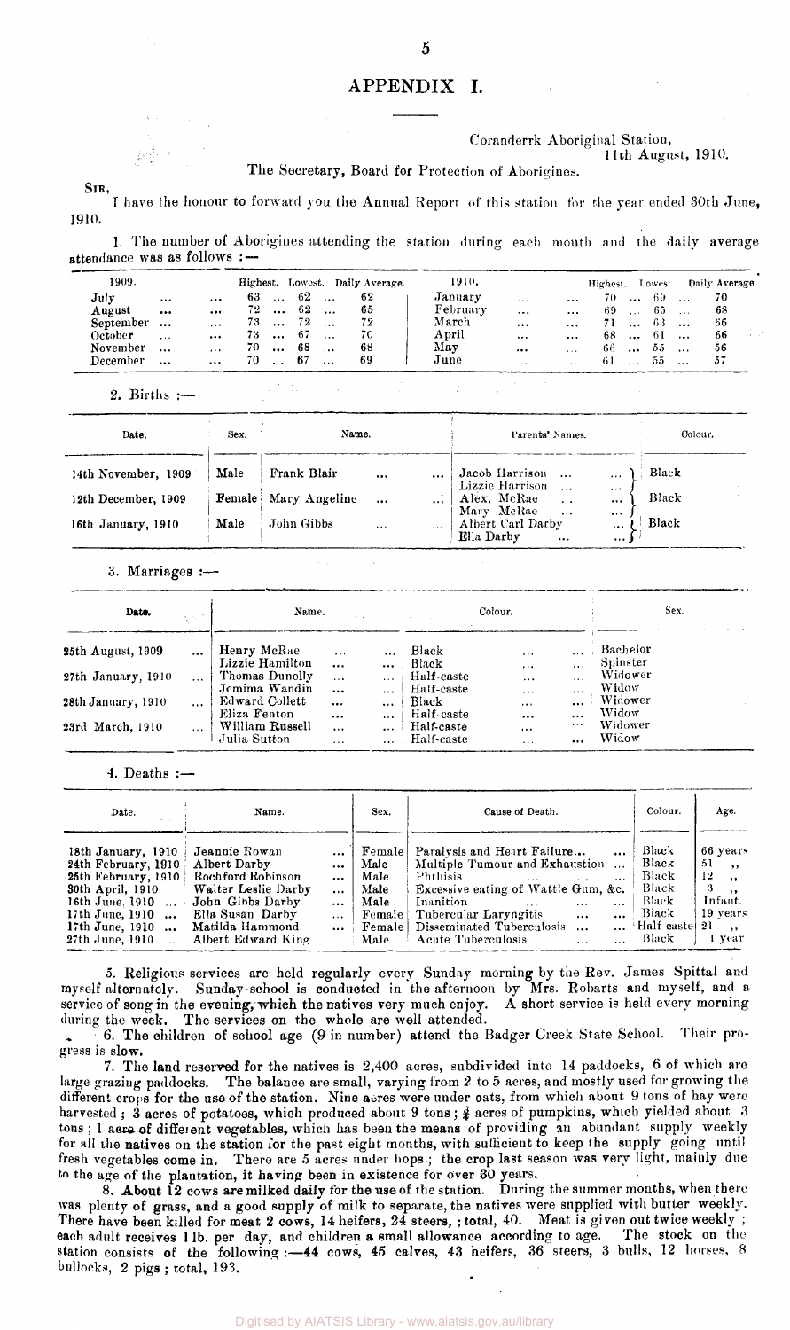# APPENDIX I.

Coranderrk Aboriginal Station,
11th August, 1910.

The Secretary, Board for Protection of Aborigines.

SIR,

I have the honour to forward you the Annual Report of this station for the year ended 30th June, 1910.

1. The number of Aborigines attending the station during each month and the daily average attendance was as follows :—

| 1909. | Highest. | Lowest. | Daily Average. | 1910. | Highest. | Lowest. | Daily Average. |
|---|---|---|---|---|---|---|---|
| July | 63 | 62 | 62 | January | 70 | 69 | 70 |
| August | 72 | 62 | 65 | February | 69 | 65 | 68 |
| September | 73 | 72 | 72 | March | 71 | 63 | 66 |
| October | 73 | 67 | 70 | April | 68 | 61 | 66 |
| November | 70 | 68 | 68 | May | 66 | 55 | 56 |
| December | 70 | 67 | 69 | June | 61 | 55 | 57 |

2. Births :—

| Date. | Sex. | Name. | Parents' Names. | Colour. |
|---|---|---|---|---|
| 14th November, 1909 | Male | Frank Blair | Jacob Harrison<br>Lizzie Harrison | Black |
| 12th December, 1909 | Female | Mary Angeline | Alex. McRae<br>Mary McRae | Black |
| 16th January, 1910 | Male | John Gibbs | Albert Carl Darby<br>Ella Darby | Black |

3. Marriages :—

| Date. | Name. | Colour. | Sex. |
|---|---|---|---|
| 25th August, 1909 | Henry McRae | Black | Bachelor |
| | Lizzie Hamilton | Black | Spinster |
| 27th January, 1910 | Thomas Dunolly | Half-caste | Widower |
| | Jemima Wandin | Half-caste | Widow |
| 28th January, 1910 | Edward Collett | Black | Widower |
| | Eliza Fenton | Half-caste | Widow |
| 23rd March, 1910 | William Russell | Half-caste | Widower |
| | Julia Sutton | Half-caste | Widow |

4. Deaths :—

| Date. | Name. | Sex. | Cause of Death. | Colour. | Age. |
|---|---|---|---|---|---|
| 18th January, 1910 | Jeannie Rowan | Female | Paralysis and Heart Failure... | Black | 66 years |
| 24th February, 1910 | Albert Darby | Male | Multiple Tumour and Exhaustion | Black | 51 ,, |
| 25th February, 1910 | Rochford Robinson | Male | Phthisis | Black | 12 ,, |
| 30th April, 1910 | Walter Leslie Darby | Male | Excessive eating of Wattle Gum, &c. | Black | 3 ,, |
| 16th June, 1910 | John Gibbs Darby | Male | Inanition | Black | Infant. |
| 17th June, 1910 | Ella Susan Darby | Female | Tubercular Laryngitis | Black | 19 years |
| 17th June, 1910 | Matilda Hammond | Female | Disseminated Tuberculosis | Half-caste | 21 ,, |
| 27th June, 1910 | Albert Edward King | Male | Acute Tuberculosis | Black | 1 year |

5. Religious services are held regularly every Sunday morning by the Rev. James Spittal and myself alternately. Sunday-school is conducted in the afternoon by Mrs. Robarts and myself, and a service of song in the evening, which the natives very much enjoy. A short service is held every morning during the week. The services on the whole are well attended.

6. The children of school age (9 in number) attend the Badger Creek State School. Their progress is slow.

7. The land reserved for the natives is 2,400 acres, subdivided into 14 paddocks, 6 of which are large grazing paddocks. The balance are small, varying from 2 to 5 acres, and mostly used for growing the different crops for the use of the station. Nine acres were under oats, from which about 9 tons of hay were harvested; 3 acres of potatoes, which produced about 9 tons; ¾ acres of pumpkins, which yielded about 3 tons; 1 acre of different vegetables, which has been the means of providing an abundant supply weekly for all the natives on the station for the past eight months, with sufficient to keep the supply going until fresh vegetables come in. There are 5 acres under hops; the crop last season was very light, mainly due to the age of the plantation, it having been in existence for over 30 years.

8. About 12 cows are milked daily for the use of the station. During the summer months, when there was plenty of grass, and a good supply of milk to separate, the natives were supplied with butter weekly. There have been killed for meat 2 cows, 14 heifers, 24 steers, ; total, 40. Meat is given out twice weekly ; each adult receives 1 lb. per day, and children a small allowance according to age. The stock on the station consists of the following :—44 cows, 45 calves, 43 heifers, 36 steers, 3 bulls, 12 horses, 8 bullocks, 2 pigs ; total, 193.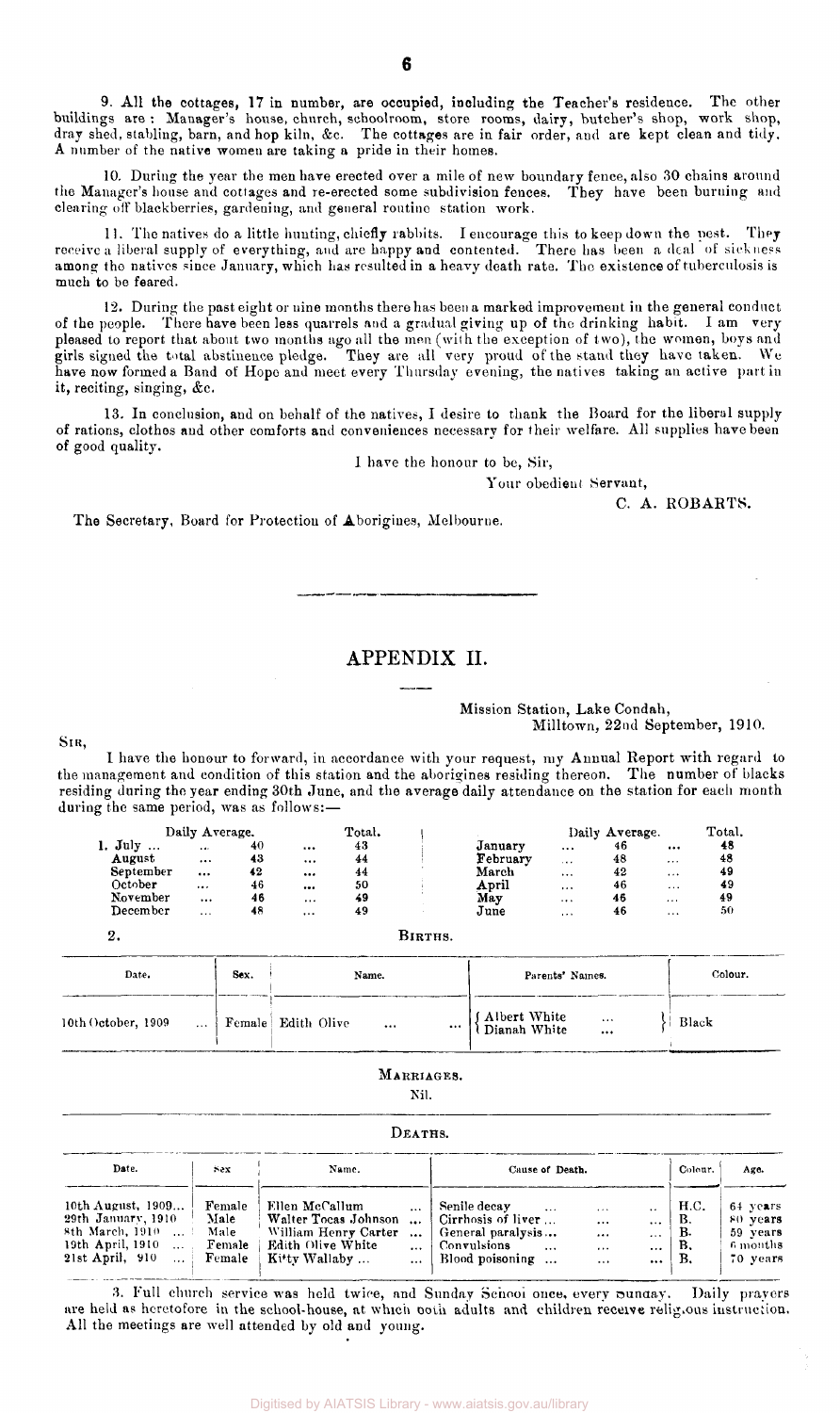9. All the cottages, 17 in number, are occupied, including the Teacher's residence. The other buildings are: Manager's house, church, schoolroom, store rooms, dairy, butcher's shop, work shop, dray shed, stabling, barn, and hop kiln, &c. The cottages are in fair order, and are kept clean and tidy. A number of the native women are taking a pride in their homes.

10. During the year the men have erected over a mile of new boundary fence, also 30 chains around the Manager's house and cottages and re-erected some subdivision fences. They have been burning and clearing off blackberries, gardening, and general routine station work.

11. The natives do a little hunting, chiefly rabbits. I encourage this to keep down the pest. They receive a liberal supply of everything, and are happy and contented. There has been a deal of sickness among the natives since January, which has resulted in a heavy death rate. The existence of tuberculosis is much to be feared.

12. During the past eight or nine months there has been a marked improvement in the general conduct of the people. There have been less quarrels and a gradual giving up of the drinking habit. I am very pleased to report that about two months ago all the men (with the exception of two), the women, boys and girls signed the total abstinence pledge. They are all very proud of the stand they have taken. We have now formed a Band of Hope and meet every Thursday evening, the natives taking an active part in it, reciting, singing, &c.

13. In conclusion, and on behalf of the natives, I desire to thank the Board for the liberal supply of rations, clothes and other comforts and conveniences necessary for their welfare. All supplies have been of good quality.

I have the honour to be, Sir,

Your obedient Servant,

C. A. ROBARTS.

The Secretary, Board for Protection of Aborigines, Melbourne.

---

## APPENDIX II.

Mission Station, Lake Condah,
Milltown, 22nd September, 1910.

SIR,

I have the honour to forward, in accordance with your request, my Annual Report with regard to the management and condition of this station and the aborigines residing thereon. The number of blacks residing during the year ending 30th June, and the average daily attendance on the station for each month during the same period, was as follows:—

| | Daily Average. | Total. | | Daily Average. | Total. |
|---|---|---|---|---|---|
| 1. July ... | 40 | 43 | January | 46 | 48 |
| August | 43 | 44 | February | 48 | 48 |
| September | 42 | 44 | March | 42 | 49 |
| October | 46 | 50 | April | 46 | 49 |
| November | 46 | 49 | May | 46 | 49 |
| December | 48 | 49 | June | 46 | 50 |

2. BIRTHS.

| Date. | Sex. | Name. | Parents' Names. | Colour. |
|---|---|---|---|---|
| 10th October, 1909 | Female | Edith Olive | Albert White<br>Dianah White | Black |

MARRIAGES.

Nil.

DEATHS.

| Date. | Sex | Name. | Cause of Death. | Colour. | Age. |
|---|---|---|---|---|---|
| 10th August, 1909... | Female | Ellen McCallum | Senile decay | H.C. | 64 years |
| 29th January, 1910 | Male | Walter Tocas Johnson | Cirrhosis of liver ... | B. | 80 years |
| 8th March, 1910 ... | Male | William Henry Carter | General paralysis... | B. | 59 years |
| 19th April, 1910 ... | Female | Edith Olive White | Convulsions | B. | 6 months |
| 21st April, 910 ... | Female | Kitty Wallaby ... | Blood poisoning ... | B. | 70 years |

3. Full church service was held twice, and Sunday School once, every Sunday. Daily prayers are held as heretofore in the school-house, at which both adults and children receive religious instruction. All the meetings are well attended by old and young.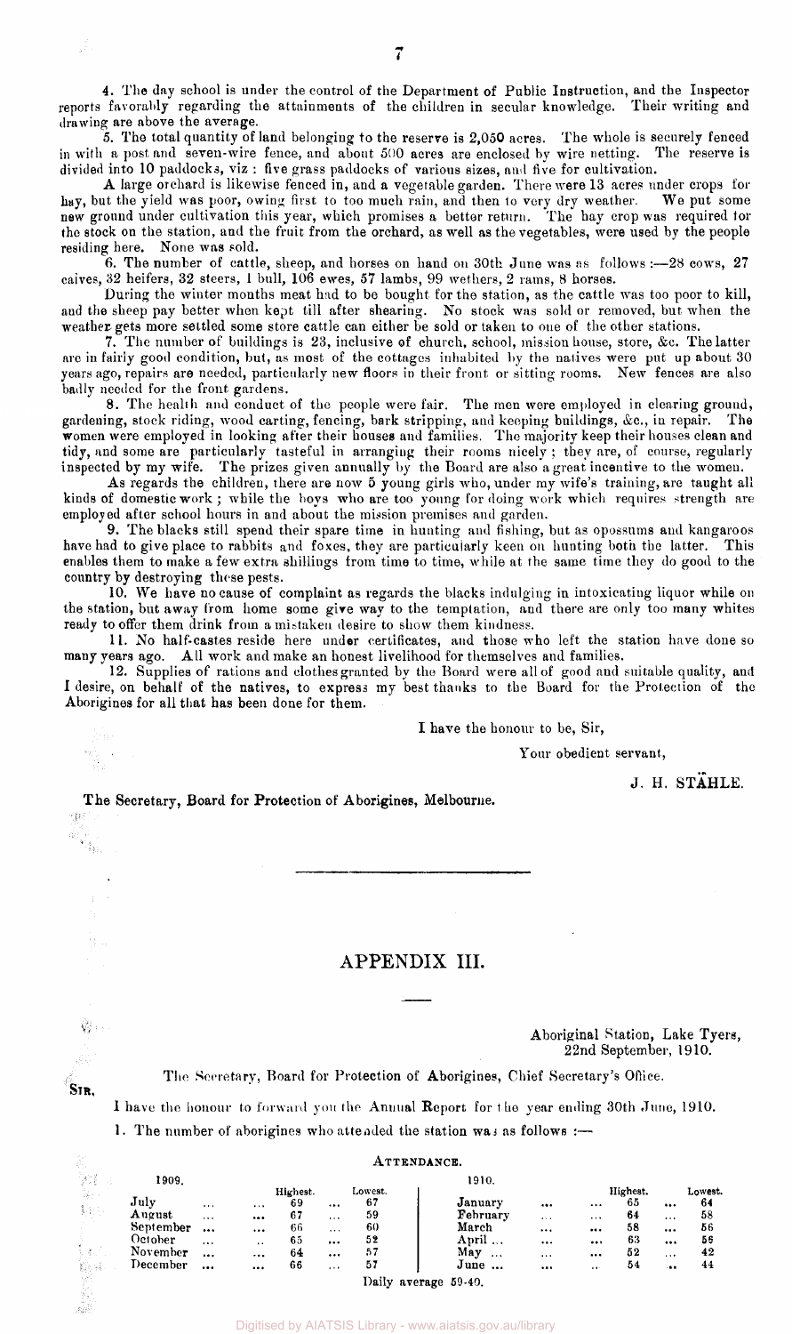4. The day school is under the control of the Department of Public Instruction, and the Inspector reports favorably regarding the attainments of the children in secular knowledge. Their writing and drawing are above the average.

5. The total quantity of land belonging to the reserve is 2,050 acres. The whole is securely fenced in with a post and seven-wire fence, and about 500 acres are enclosed by wire netting. The reserve is divided into 10 paddocks, viz : five grass paddocks of various sizes, and five for cultivation.

A large orchard is likewise fenced in, and a vegetable garden. There were 13 acres under crops for hay, but the yield was poor, owing first to too much rain, and then to very dry weather. We put some new ground under cultivation this year, which promises a better return. The hay crop was required for the stock on the station, and the fruit from the orchard, as well as the vegetables, were used by the people residing here. None was sold.

6. The number of cattle, sheep, and horses on hand on 30th June was as follows :—28 cows, 27 calves, 32 heifers, 32 steers, 1 bull, 106 ewes, 57 lambs, 99 wethers, 2 rams, 8 horses.

During the winter months meat had to be bought for the station, as the cattle was too poor to kill, and the sheep pay better when kept till after shearing. No stock was sold or removed, but when the weather gets more settled some store cattle can either be sold or taken to one of the other stations.

7. The number of buildings is 23, inclusive of church, school, mission house, store, &c. The latter are in fairly good condition, but, as most of the cottages inhabited by the natives were put up about 30 years ago, repairs are needed, particularly new floors in their front or sitting rooms. New fences are also badly needed for the front gardens.

8. The health and conduct of the people were fair. The men were employed in clearing ground, gardening, stock riding, wood carting, fencing, bark stripping, and keeping buildings, &c., in repair. The women were employed in looking after their houses and families. The majority keep their houses clean and tidy, and some are particularly tasteful in arranging their rooms nicely ; they are, of course, regularly inspected by my wife. The prizes given annually by the Board are also a great incentive to the women.

As regards the children, there are now 5 young girls who, under my wife's training, are taught all kinds of domestic work ; while the boys who are too young for doing work which requires strength are employed after school hours in and about the mission premises and garden.

9. The blacks still spend their spare time in hunting and fishing, but as opossums and kangaroos have had to give place to rabbits and foxes, they are particularly keen on hunting both the latter. This enables them to make a few extra shillings from time to time, while at the same time they do good to the country by destroying these pests.

10. We have no cause of complaint as regards the blacks indulging in intoxicating liquor while on the station, but away from home some give way to the temptation, and there are only too many whites ready to offer them drink from a mistaken desire to show them kindness.

11. No half-castes reside here under certificates, and those who left the station have done so many years ago. All work and make an honest livelihood for themselves and families.

12. Supplies of rations and clothes granted by the Board were all of good and suitable quality, and I desire, on behalf of the natives, to express my best thanks to the Board for the Protection of the Aborigines for all that has been done for them.

I have the honour to be, Sir,

Your obedient servant,

J. H. STÄHLE.

The Secretary, Board for Protection of Aborigines, Melbourne.

---

# APPENDIX III.

Aboriginal Station, Lake Tyers,
22nd September, 1910.

The Secretary, Board for Protection of Aborigines, Chief Secretary's Office.

SIR,

I have the honour to forward you the Annual Report for the year ending 30th June, 1910.

1. The number of aborigines who attended the station was as follows :—

ATTENDANCE.

| 1909. | Highest. | Lowest. | 1910. | Highest. | Lowest. |
|---|---|---|---|---|---|
| July | 69 | 67 | January | 65 | 64 |
| August | 67 | 59 | February | 64 | 58 |
| September | 66 | 60 | March | 58 | 56 |
| October | 65 | 52 | April | 63 | 56 |
| November | 64 | 57 | May | 52 | 42 |
| December | 66 | 57 | June | 54 | 44 |

Daily average 59·40.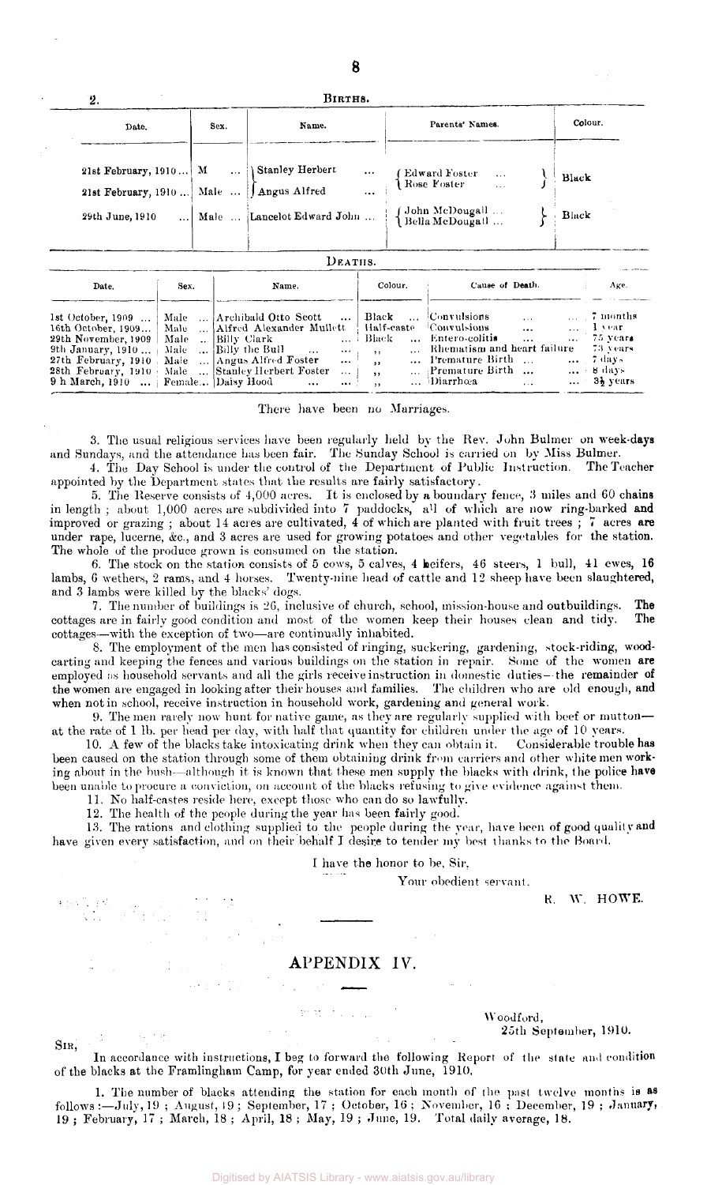## 2. BIRTHS.

| Date. | Sex. | Name. | Parents' Names. | Colour. |
|---|---|---|---|---|
| 21st February, 1910 ... | M ... | Stanley Herbert ... | Edward Foster ... / Rose Foster ... | Black |
| 21st February, 1910 ... | Male ... | Angus Alfred ... | | |
| 29th June, 1910 ... | Male ... | Lancelot Edward John ... | John McDougall ... / Bella McDougall ... | Black |

## DEATHS.

| Date. | Sex. | Name. | Colour. | Cause of Death. | Age. |
|---|---|---|---|---|---|
| 1st October, 1909 ... | Male ... | Archibald Otto Scott ... | Black ... | Convulsions ... ... | 7 months |
| 16th October, 1909... | Male ... | Alfred Alexander Mullett | Half-caste | Convulsions ... ... | 1 year |
| 29th November, 1909 | Male .. | Billy Clark ... | Black ... | Entero-colitis ... ... | 75 years |
| 9th January, 1910 ... | Male ... | Billy the Bull ... ... | ,, ... | Rheumatism and heart failure | 73 years |
| 27th February, 1910 | Male ... | Angus Alfred Foster ... | ,, ... | Premature Birth ... ... | 7 days |
| 28th February, 1910 | Male ... | Stanley Herbert Foster ... | ,, ... | Premature Birth ... ... | 8 days |
| 9 h March, 1910 ... | Female... | Daisy Hood ... ... | ,, ... | Diarrhœa ... ... | 3½ years |

There have been no Marriages.

3. The usual religious services have been regularly held by the Rev. John Bulmer on week-days and Sundays, and the attendance has been fair. The Sunday School is carried on by Miss Bulmer.

4. The Day School is under the control of the Department of Public Instruction. The Teacher appointed by the Department states that the results are fairly satisfactory.

5. The Reserve consists of 4,000 acres. It is enclosed by a boundary fence, 3 miles and 60 chains in length; about 1,000 acres are subdivided into 7 paddocks, all of which are now ring-barked and improved or grazing; about 14 acres are cultivated, 4 of which are planted with fruit trees; 7 acres are under rape, lucerne, &c., and 3 acres are used for growing potatoes and other vegetables for the station. The whole of the produce grown is consumed on the station.

6. The stock on the station consists of 5 cows, 5 calves, 4 heifers, 46 steers, 1 bull, 41 ewes, 16 lambs, 6 wethers, 2 rams, and 4 horses. Twenty-nine head of cattle and 12 sheep have been slaughtered, and 3 lambs were killed by the blacks' dogs.

7. The number of buildings is 26, inclusive of church, school, mission-house and outbuildings. The cottages are in fairly good condition and most of the women keep their houses clean and tidy. The cottages—with the exception of two—are continually inhabited.

8. The employment of the men has consisted of ringing, suckering, gardening, stock-riding, wood-carting and keeping the fences and various buildings on the station in repair. Some of the women are employed as household servants and all the girls receive instruction in domestic duties—the remainder of the women are engaged in looking after their houses and families. The children who are old enough, and when not in school, receive instruction in household work, gardening and general work.

9. The men rarely now hunt for native game, as they are regularly supplied with beef or mutton—at the rate of 1 lb. per head per day, with half that quantity for children under the age of 10 years.

10. A few of the blacks take intoxicating drink when they can obtain it. Considerable trouble has been caused on the station through some of them obtaining drink from carriers and other white men working about in the bush—although it is known that these men supply the blacks with drink, the police have been unable to procure a conviction, on account of the blacks refusing to give evidence against them.

11. No half-castes reside here, except those who can do so lawfully.

12. The health of the people during the year has been fairly good.

13. The rations and clothing supplied to the people during the year, have been of good quality and have given every satisfaction, and on their behalf I desire to tender my best thanks to the Board.

I have the honor to be, Sir,

Your obedient servant,

R. W. HOWE.

---

# APPENDIX IV.

Woodford,
25th September, 1910.

SIR,

In accordance with instructions, I beg to forward the following Report of the state and condition of the blacks at the Framlingham Camp, for year ended 30th June, 1910.

1. The number of blacks attending the station for each month of the past twelve months is as follows:—July, 19; August, 19; September, 17; October, 16; November, 16; December, 19; January, 19; February, 17; March, 18; April, 18; May, 19; June, 19. Total daily average, 18.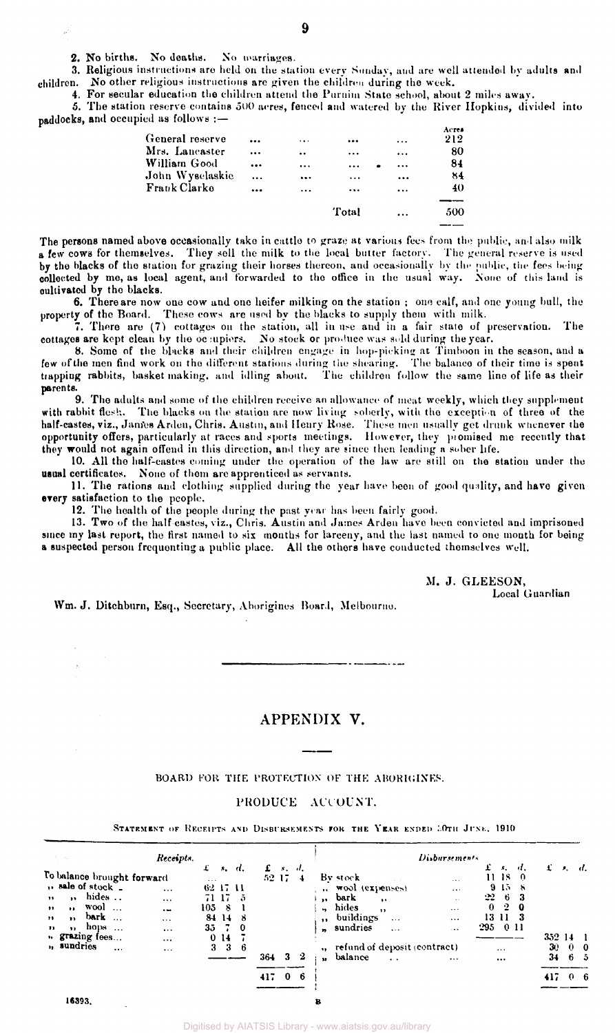2. No births. No deaths. No marriages.

3. Religious instructions are held on the station every Sunday, and are well attended by adults and children. No other religious instructions are given the children during the week.

4. For secular education the children attend the Purnim State school, about 2 miles away.

5. The station reserve contains 500 acres, fenced and watered by the River Hopkins, divided into paddocks, and occupied as follows :—

| | Acres |
|---|---|
| General reserve ... ... ... ... | 212 |
| Mrs. Lancaster ... ... ... ... | 80 |
| William Good ... ... ... ... | 84 |
| John Wyselaskie ... ... ... ... | 84 |
| Frank Clarke ... ... ... ... | 40 |
| Total ... | 500 |

The persons named above occasionally take in cattle to graze at various fees from the public, and also milk a few cows for themselves. They sell the milk to the local butter factory. The general reserve is used by the blacks of the station for grazing their horses thereon, and occasionally by the public, the fees being collected by me, as local agent, and forwarded to the office in the usual way. None of this land is cultivated by the blacks.

6. There are now one cow and one heifer milking on the station ; one calf, and one young bull, the property of the Board. These cows are used by the blacks to supply them with milk.

7. There are (7) cottages on the station, all in use and in a fair state of preservation. The cottages are kept clean by the occupiers. No stock or produce was sold during the year.

8. Some of the blacks and their children engage in hop-picking at Timboon in the season, and a few of the men find work on the different stations during the shearing. The balance of their time is spent trapping rabbits, basket making, and idling about. The children follow the same line of life as their parents.

9. The adults and some of the children receive an allowance of meat weekly, which they supplement with rabbit flesh. The blacks on the station are now living soberly, with the exception of three of the half-castes, viz., James Arden, Chris. Austin, and Henry Rose. These men usually get drunk whenever the opportunity offers, particularly at races and sports meetings. However, they promised me recently that they would not again offend in this direction, and they are since then leading a sober life.

10. All the half-castes coming under the operation of the law are still on the station under the usual certificates. None of them are apprenticed as servants.

11. The rations and clothing supplied during the year have been of good quality, and have given every satisfaction to the people.

12. The health of the people during the past year has been fairly good.

13. Two of the half castes, viz., Chris. Austin and James Arden have been convicted and imprisoned since my last report, the first named to six months for larceny, and the last named to one month for being a suspected person frequenting a public place. All the others have conducted themselves well.

M. J. GLEESON,
Local Guardian

Wm. J. Ditchburn, Esq., Secretary, Aborigines Board, Melbourne.

# APPENDIX V.

BOARD FOR THE PROTECTION OF THE ABORIGINES.

PRODUCE ACCOUNT.

STATEMENT OF RECEIPTS AND DISBURSEMENTS FOR THE YEAR ENDED 30TH JUNE, 1910

| *Receipts.* | £ s. d. | £ s. d. | *Disbursements.* | £ s. d. | £ s. d. |
|---|---|---|---|---|---|
| To balance brought forward | ... | 52 17 4 | By stock ... | 11 18 0 | |
| ,, sale of stock ... | 62 17 11 | | ,, wool (expenses) ... | 9 15 8 | |
| ,, ,, hides .. ... | 71 17 5 | | ,, bark ,, ... | 22 6 3 | |
| ,, ,, wool ... ... | 105 8 1 | | ,, hides ,, ... | 0 2 0 | |
| ,, ,, bark ... ... | 84 14 8 | | ,, buildings ... ... | 13 11 3 | |
| ,, ,, hops ... ... | 35 7 0 | | ,, sundries ... ... | 295 0 11 | |
| ,, grazing fees... ... | 0 14 7 | | | | 352 14 1 |
| ,, sundries ... ... | 3 3 6 | | ,, refund of deposit (contract) | ... | 30 0 0 |
| | | 364 3 2 | ,, balance .. ... | ... | 34 6 5 |
| | | 417 0 6 | | | 417 0 6 |

16393.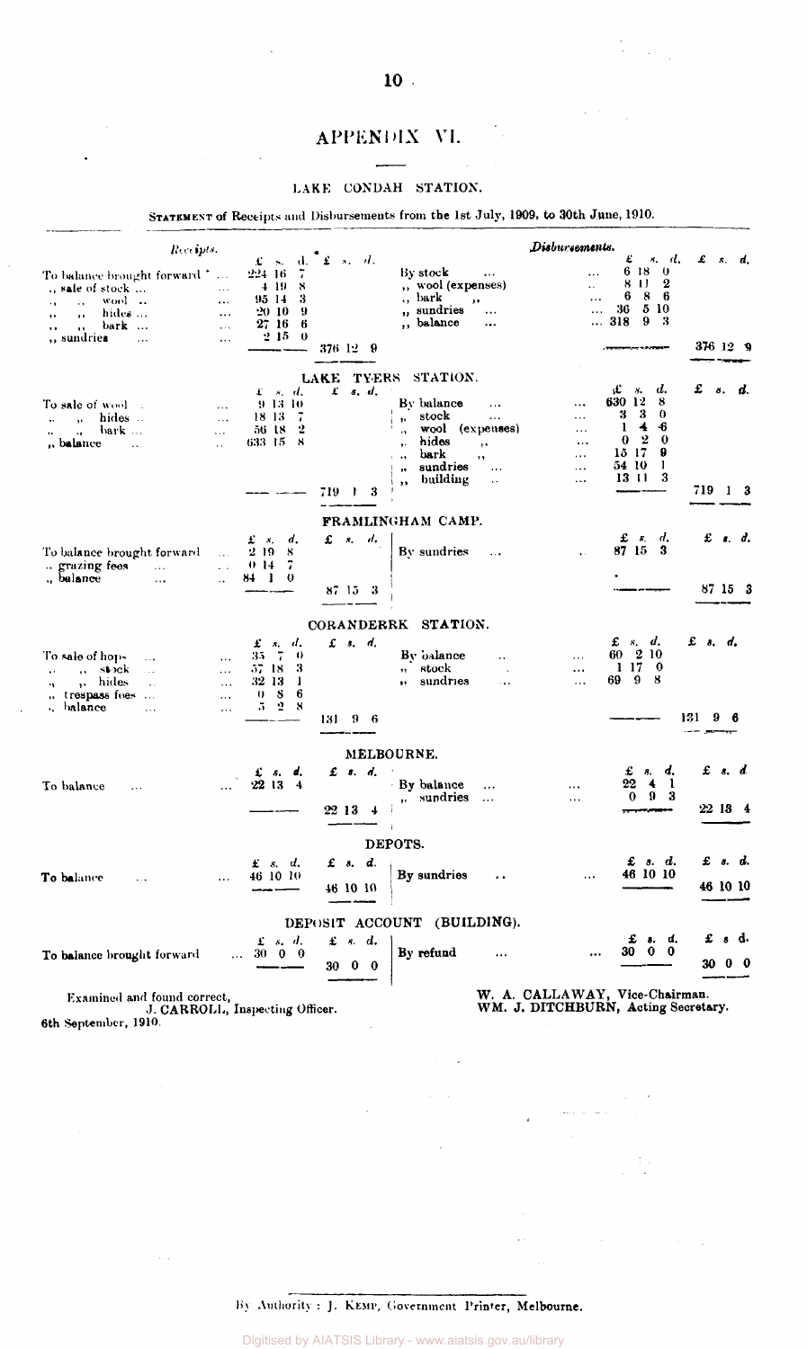# APPENDIX VI.

## LAKE CONDAH STATION.

**Statement** of Receipts and Disbursements from the 1st July, 1909, to 30th June, 1910.

| *Receipts.* | £ s. d. | £ s. d. | *Disbursements.* | £ s. d. | £ s. d. |
|---|---|---|---|---|---|
| To balance brought forward ... | 224 16 7 | | By stock ... ... | 6 18 0 | |
| " sale of stock ... ... | 4 19 8 | | " wool (expenses) ... | 8 11 2 | |
| " " wool ... ... | 95 14 3 | | " bark " ... | 6 8 6 | |
| " " hides ... ... | 20 10 9 | | " sundries ... ... | 36 5 10 | |
| " " bark ... ... | 27 16 6 | | " balance ... ... | 318 9 3 | |
| " sundries ... ... | 2 15 0 | | | | |
| | | 376 12 9 | | | 376 12 9 |

## LAKE TYERS STATION.

| | £ s. d. | £ s. d. | | £ s. d. | £ s. d. |
|---|---|---|---|---|---|
| To sale of wool ... | 9 13 10 | | By balance ... ... | 630 12 8 | |
| " " hides ... ... | 18 13 7 | | " stock ... ... | 3 3 0 | |
| " " bark ... ... | 56 18 2 | | " wool (expenses) ... | 1 4 6 | |
| " balance ... ... | 633 15 8 | | " hides " ... | 0 2 0 | |
| | | | " bark " ... | 15 17 9 | |
| | | | " sundries ... ... | 54 10 1 | |
| | | | " building ... ... | 13 11 3 | |
| | | 719 1 3 | | | 719 1 3 |

## FRAMLINGHAM CAMP.

| | £ s. d. | £ s. d. | | £ s. d. | £ s. d. |
|---|---|---|---|---|---|
| To balance brought forward ... | 2 19 8 | | By sundries ... ... | 87 15 3 | |
| " grazing fees ... ... | 0 14 7 | | | | |
| " balance ... ... | 84 1 0 | | | | |
| | | 87 15 3 | | | 87 15 3 |

## CORANDERRK STATION.

| | £ s. d. | £ s. d. | | £ s. d. | £ s. d. |
|---|---|---|---|---|---|
| To sale of hops ... ... | 35 7 0 | | By balance ... ... | 60 2 10 | |
| " " stock ... ... | 57 18 3 | | " stock ... ... | 1 17 0 | |
| " " hides ... ... | 32 13 1 | | " sundries ... ... | 69 9 8 | |
| " trespass fees ... ... | 0 8 6 | | | | |
| " balance ... ... | 5 2 8 | | | | |
| | | 131 9 6 | | | 131 9 6 |

## MELBOURNE.

| | £ s. d. | £ s. d. | | £ s. d. | £ s. d. |
|---|---|---|---|---|---|
| To balance ... ... | 22 13 4 | | By balance ... ... | 22 4 1 | |
| | | | " sundries ... ... | 0 9 3 | |
| | | 22 13 4 | | | 22 13 4 |

## DEPOTS.

| | £ s. d. | £ s. d. | | £ s. d. | £ s. d. |
|---|---|---|---|---|---|
| To balance ... ... | 46 10 10 | | By sundries ... ... | 46 10 10 | |
| | | 46 10 10 | | | 46 10 10 |

## DEPOSIT ACCOUNT (BUILDING).

| | £ s. d. | £ s. d. | | £ s. d. | £ s. d. |
|---|---|---|---|---|---|
| To balance brought forward ... | 30 0 0 | | By refund ... ... | 30 0 0 | |
| | | 30 0 0 | | | 30 0 0 |

Examined and found correct,
J. CARROLL, Inspecting Officer.
6th September, 1910.

W. A. CALLAWAY, Vice-Chairman.
WM. J. DITCHBURN, Acting Secretary.

By Authority: J. Kemp, Government Printer, Melbourne.